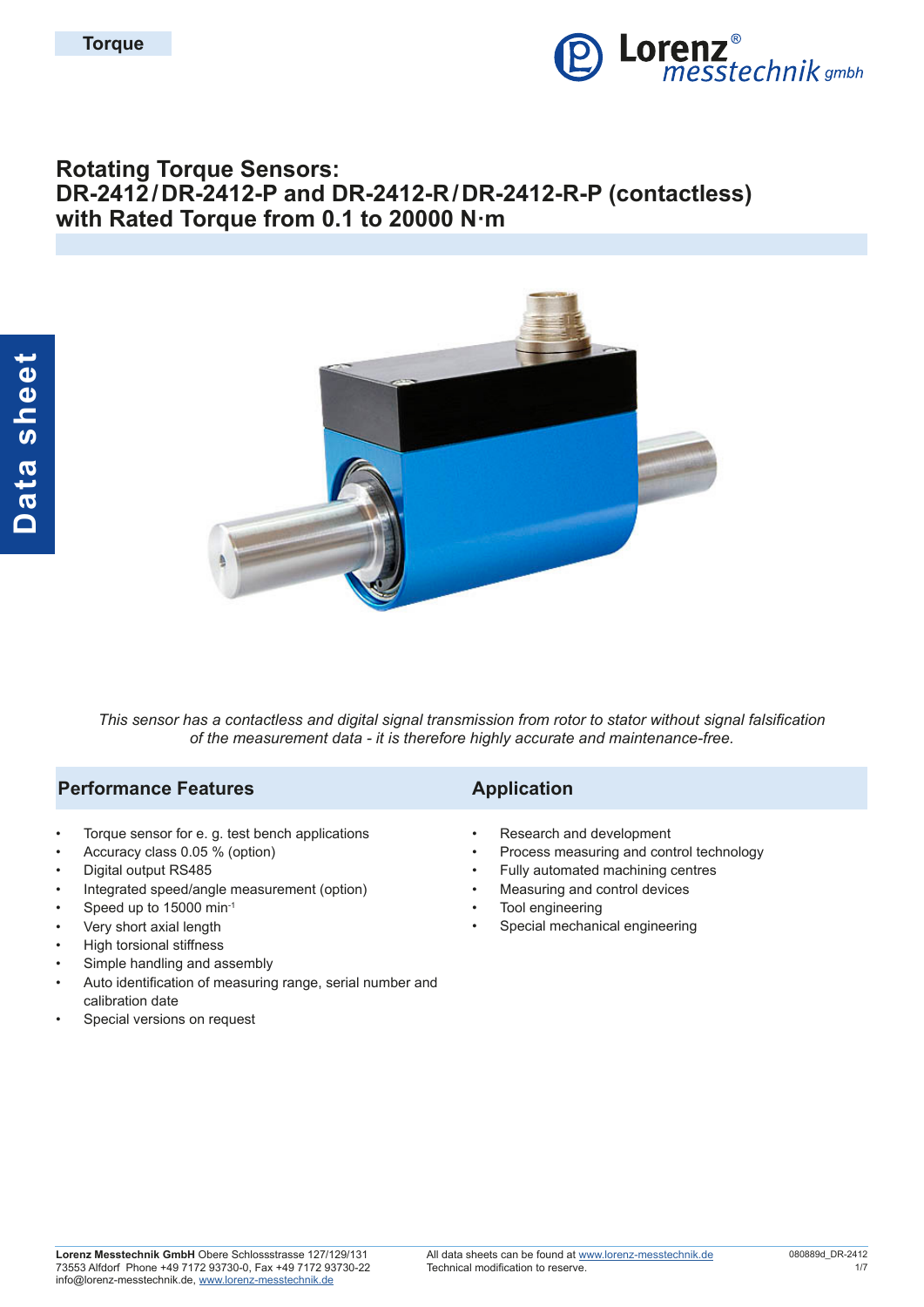# Rotating Torque Sensors: DR-2412 / DR-2412-P and DR-2412-R / DR-2412-R-P (contactless) with Rated Torque from 0.1 to 20000 N·m

*This sensor has a contactless and digital signal transmission from rotor to stator without signal falsification of the measurement data - it is therefore highly accurate and maintenance-free.*

## Performance Features

- Torque sensor for e. g. test bench applications
- Accuracy class 0.05 % (option)
- Digital output RS485
- Integrated speed/angle measurement (option)
- Speed up to 15000 min$^{-1}$
- Very short axial length
- High torsional stiffness
- Simple handling and assembly
- Auto identification of measuring range, serial number and calibration date
- Special versions on request

## Application

- Research and development
- Process measuring and control technology
- Fully automated machining centres
- Measuring and control devices
- Tool engineering
- Special mechanical engineering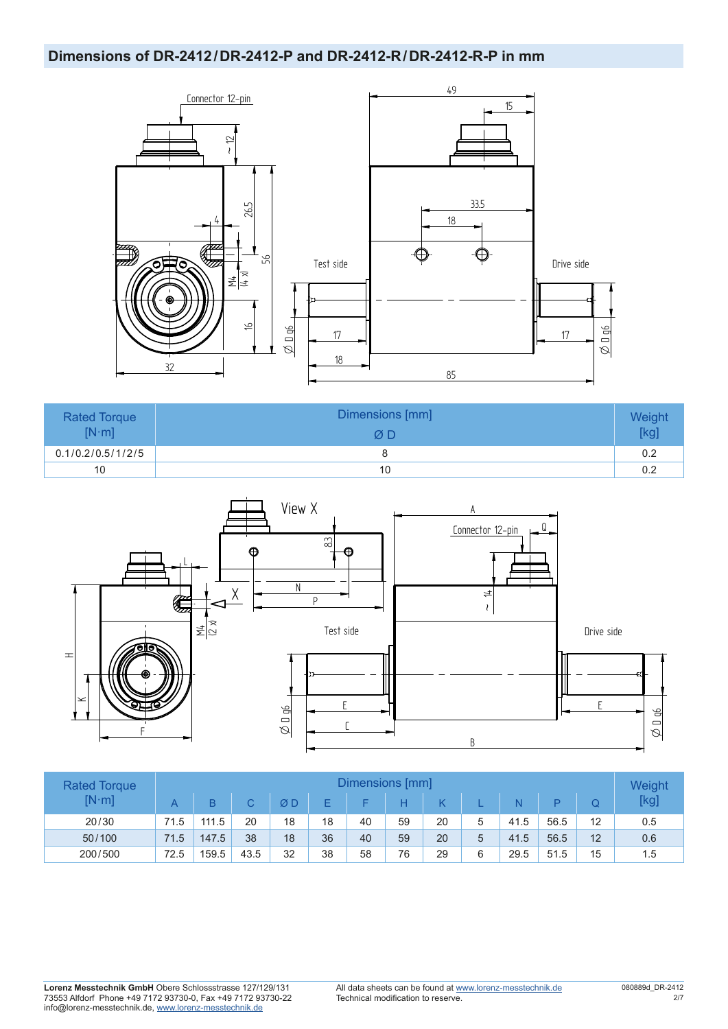## Dimensions of DR-2412/DR-2412-P and DR-2412-R/DR-2412-R-P in mm

| Rated Torque [N·m] | Dimensions [mm] ØD | Weight [kg] |
|---|---|---|
| 0.1/0.2/0.5/1/2/5 | 8 | 0.2 |
| 10 | 10 | 0.2 |

| Rated Torque [N·m] | Dimensions [mm] | | | | | | | | | | | | Weight [kg] |
|---|---|---|---|---|---|---|---|---|---|---|---|---|---|
| | A | B | C | Ø D | E | F | H | K | L | N | P | Q | |
| 20/30 | 71.5 | 111.5 | 20 | 18 | 18 | 40 | 59 | 20 | 5 | 41.5 | 56.5 | 12 | 0.5 |
| 50/100 | 71.5 | 147.5 | 38 | 18 | 36 | 40 | 59 | 20 | 5 | 41.5 | 56.5 | 12 | 0.6 |
| 200/500 | 72.5 | 159.5 | 43.5 | 32 | 38 | 58 | 76 | 29 | 6 | 29.5 | 51.5 | 15 | 1.5 |

**Lorenz Messtechnik GmbH** Obere Schlossstrasse 127/129/131
73553 Alfdorf Phone +49 7172 93730-0, Fax +49 7172 93730-22
info@lorenz-messtechnik.de, www.lorenz-messtechnik.de

All data sheets can be found at www.lorenz-messtechnik.de
Technical modification to reserve.

080889d_DR-2412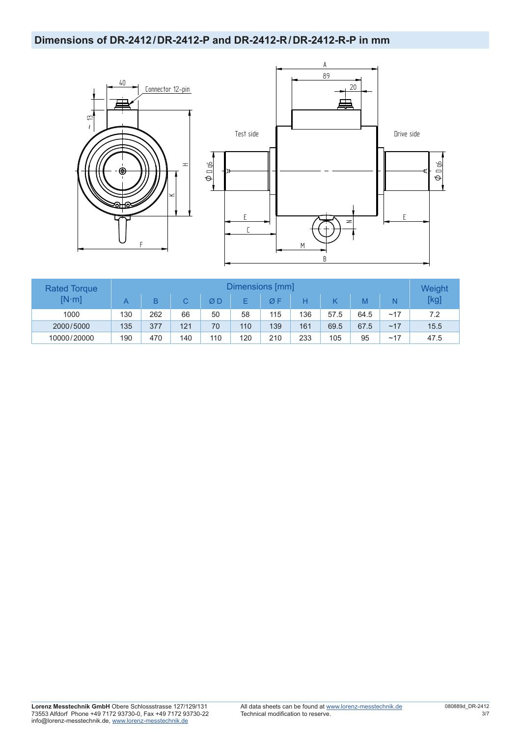## Dimensions of DR-2412 / DR-2412-P and DR-2412-R / DR-2412-R-P in mm

| Rated Torque [N·m] | Dimensions [mm] | | | | | | | | | | Weight [kg] |
|---|---|---|---|---|---|---|---|---|---|---|---|
| | A | B | C | Ø D | E | Ø F | H | K | M | N | |
| 1000 | 130 | 262 | 66 | 50 | 58 | 115 | 136 | 57.5 | 64.5 | ~17 | 7.2 |
| 2000 / 5000 | 135 | 377 | 121 | 70 | 110 | 139 | 161 | 69.5 | 67.5 | ~17 | 15.5 |
| 10000 / 20000 | 190 | 470 | 140 | 110 | 120 | 210 | 233 | 105 | 95 | ~17 | 47.5 |

**Lorenz Messtechnik GmbH** Obere Schlossstrasse 127/129/131
73553 Alfdorf Phone +49 7172 93730-0, Fax +49 7172 93730-22
info@lorenz-messtechnik.de, www.lorenz-messtechnik.de

All data sheets can be found at www.lorenz-messtechnik.de
Technical modification to reserve.

080889d_DR-2412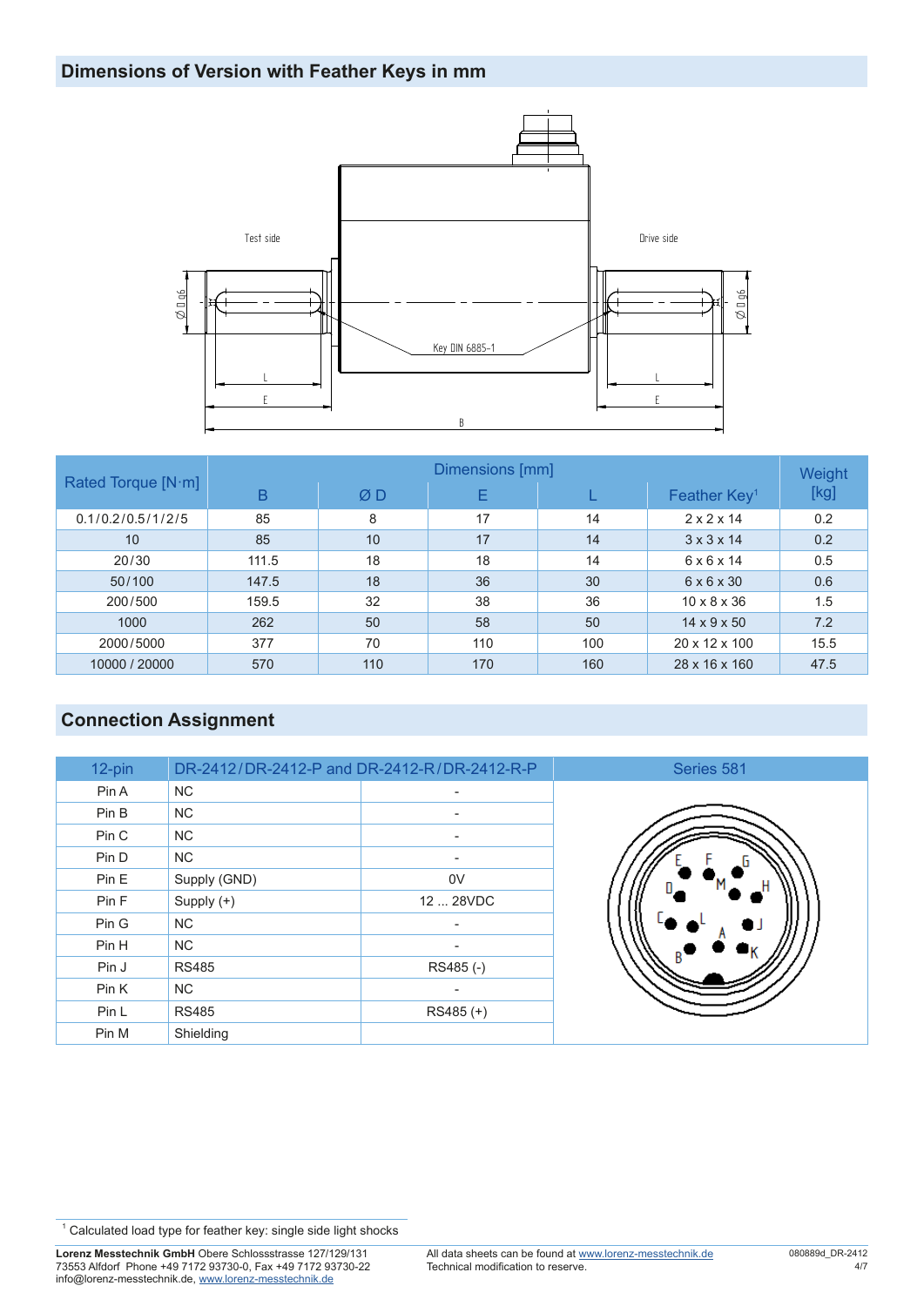## Dimensions of Version with Feather Keys in mm

| Rated Torque [N·m] | Dimensions [mm] | | | | | Weight [kg] |
|---|---|---|---|---|---|---|
| | B | Ø D | E | L | Feather Key[1] | |
| 0.1/0.2/0.5/1/2/5 | 85 | 8 | 17 | 14 | 2 x 2 x 14 | 0.2 |
| 10 | 85 | 10 | 17 | 14 | 3 x 3 x 14 | 0.2 |
| 20/30 | 111.5 | 18 | 18 | 14 | 6 x 6 x 14 | 0.5 |
| 50/100 | 147.5 | 18 | 36 | 30 | 6 x 6 x 30 | 0.6 |
| 200/500 | 159.5 | 32 | 38 | 36 | 10 x 8 x 36 | 1.5 |
| 1000 | 262 | 50 | 58 | 50 | 14 x 9 x 50 | 7.2 |
| 2000/5000 | 377 | 70 | 110 | 100 | 20 x 12 x 100 | 15.5 |
| 10000 / 20000 | 570 | 110 | 170 | 160 | 28 x 16 x 160 | 47.5 |

## Connection Assignment

| 12-pin | DR-2412/DR-2412-P and DR-2412-R/DR-2412-R-P | | Series 581 |
|---|---|---|---|
| Pin A | NC | - | |
| Pin B | NC | - | |
| Pin C | NC | - | |
| Pin D | NC | - | |
| Pin E | Supply (GND) | 0V | |
| Pin F | Supply (+) | 12 ... 28VDC | |
| Pin G | NC | - | |
| Pin H | NC | - | |
| Pin J | RS485 | RS485 (-) | |
| Pin K | NC | - | |
| Pin L | RS485 | RS485 (+) | |
| Pin M | Shielding | | |

[1] Calculated load type for feather key: single side light shocks

**Lorenz Messtechnik GmbH** Obere Schlossstrasse 127/129/131
73553 Alfdorf Phone +49 7172 93730-0, Fax +49 7172 93730-22
info@lorenz-messtechnik.de, www.lorenz-messtechnik.de

All data sheets can be found at www.lorenz-messtechnik.de
Technical modification to reserve.

080889d_DR-2412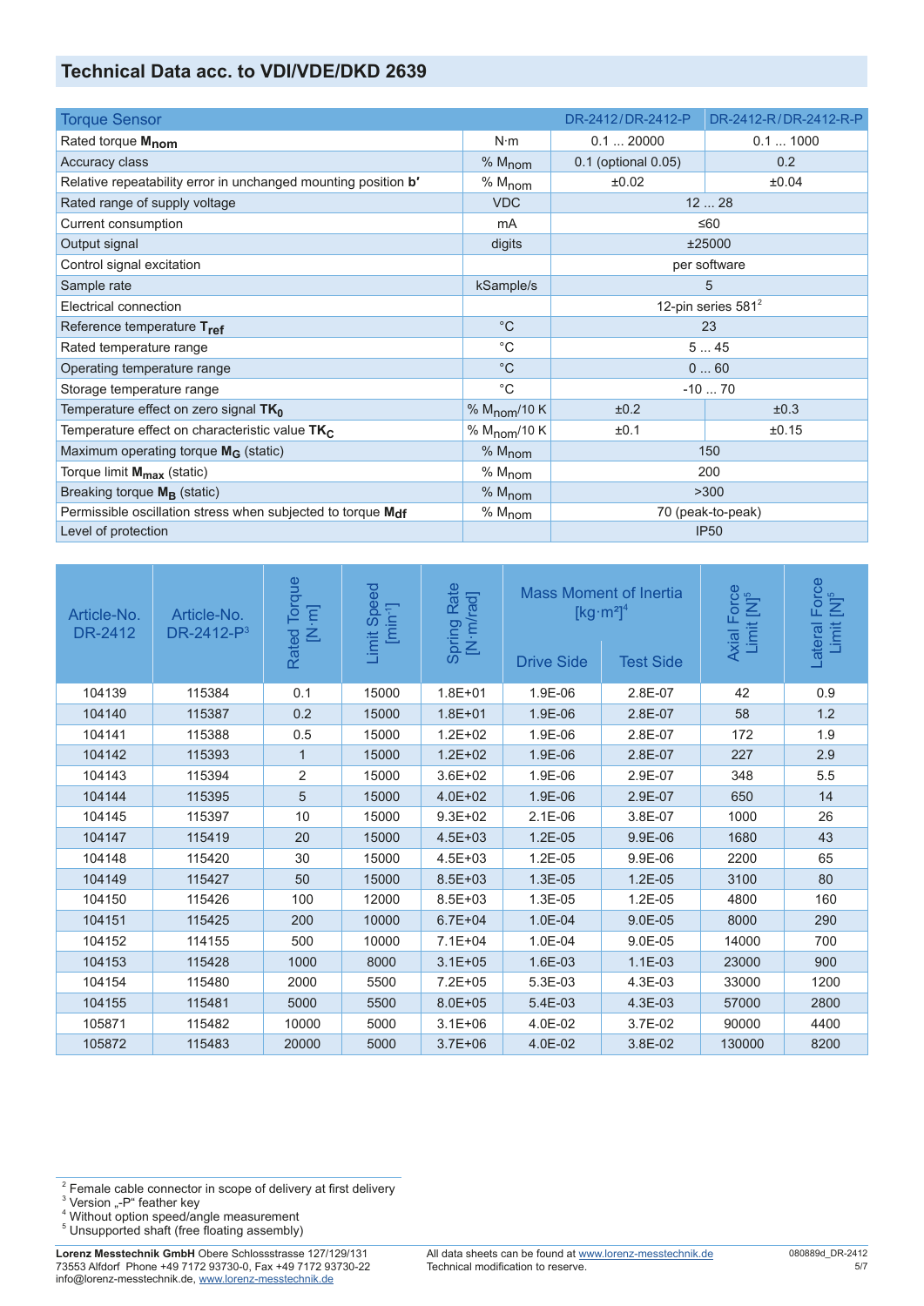## Technical Data acc. to VDI/VDE/DKD 2639

| Torque Sensor | | DR-2412 / DR-2412-P | DR-2412-R / DR-2412-R-P |
|---|---|---|---|
| Rated torque $M_{nom}$ | N·m | 0.1 ... 20000 | 0.1 ... 1000 |
| Accuracy class | % $M_{nom}$ | 0.1 (optional 0.05) | 0.2 |
| Relative repeatability error in unchanged mounting position **b'** | % $M_{nom}$ | ±0.02 | ±0.04 |
| Rated range of supply voltage | VDC | 12 ... 28 | |
| Current consumption | mA | ≤60 | |
| Output signal | digits | ±25000 | |
| Control signal excitation | | per software | |
| Sample rate | kSample/s | 5 | |
| Electrical connection | | 12-pin series 581[2] | |
| Reference temperature $T_{ref}$ | °C | 23 | |
| Rated temperature range | °C | 5 ... 45 | |
| Operating temperature range | °C | 0 ... 60 | |
| Storage temperature range | °C | -10 ... 70 | |
| Temperature effect on zero signal $TK_0$ | % $M_{nom}$/10 K | ±0.2 | ±0.3 |
| Temperature effect on characteristic value $TK_C$ | % $M_{nom}$/10 K | ±0.1 | ±0.15 |
| Maximum operating torque $M_G$ (static) | % $M_{nom}$ | 150 | |
| Torque limit $M_{max}$ (static) | % $M_{nom}$ | 200 | |
| Breaking torque $M_B$ (static) | % $M_{nom}$ | >300 | |
| Permissible oscillation stress when subjected to torque $M_{df}$ | % $M_{nom}$ | 70 (peak-to-peak) | |
| Level of protection | | IP50 | |

| Article-No. DR-2412 | Article-No. DR-2412-P[3] | Rated Torque [N·m] | Limit Speed [min⁻¹] | Spring Rate [N·m/rad] | Mass Moment of Inertia [kg·m²][4] | | Axial Force Limit [N][5] | Lateral Force Limit [N][5] |
|---|---|---|---|---|---|---|---|---|
| | | | | | Drive Side | Test Side | | |
| 104139 | 115384 | 0.1 | 15000 | 1.8E+01 | 1.9E-06 | 2.8E-07 | 42 | 0.9 |
| 104140 | 115387 | 0.2 | 15000 | 1.8E+01 | 1.9E-06 | 2.8E-07 | 58 | 1.2 |
| 104141 | 115388 | 0.5 | 15000 | 1.2E+02 | 1.9E-06 | 2.8E-07 | 172 | 1.9 |
| 104142 | 115393 | 1 | 15000 | 1.2E+02 | 1.9E-06 | 2.8E-07 | 227 | 2.9 |
| 104143 | 115394 | 2 | 15000 | 3.6E+02 | 1.9E-06 | 2.9E-07 | 348 | 5.5 |
| 104144 | 115395 | 5 | 15000 | 4.0E+02 | 1.9E-06 | 2.9E-07 | 650 | 14 |
| 104145 | 115397 | 10 | 15000 | 9.3E+02 | 2.1E-06 | 3.8E-07 | 1000 | 26 |
| 104147 | 115419 | 20 | 15000 | 4.5E+03 | 1.2E-05 | 9.9E-06 | 1680 | 43 |
| 104148 | 115420 | 30 | 15000 | 4.5E+03 | 1.2E-05 | 9.9E-06 | 2200 | 65 |
| 104149 | 115427 | 50 | 15000 | 8.5E+03 | 1.3E-05 | 1.2E-05 | 3100 | 80 |
| 104150 | 115426 | 100 | 12000 | 8.5E+03 | 1.3E-05 | 1.2E-05 | 4800 | 160 |
| 104151 | 115425 | 200 | 10000 | 6.7E+04 | 1.0E-04 | 9.0E-05 | 8000 | 290 |
| 104152 | 114155 | 500 | 10000 | 7.1E+04 | 1.0E-04 | 9.0E-05 | 14000 | 700 |
| 104153 | 115428 | 1000 | 8000 | 3.1E+05 | 1.6E-03 | 1.1E-03 | 23000 | 900 |
| 104154 | 115480 | 2000 | 5500 | 7.2E+05 | 5.3E-03 | 4.3E-03 | 33000 | 1200 |
| 104155 | 115481 | 5000 | 5500 | 8.0E+05 | 5.4E-03 | 4.3E-03 | 57000 | 2800 |
| 105871 | 115482 | 10000 | 5000 | 3.1E+06 | 4.0E-02 | 3.7E-02 | 90000 | 4400 |
| 105872 | 115483 | 20000 | 5000 | 3.7E+06 | 4.0E-02 | 3.8E-02 | 130000 | 8200 |

[2] Female cable connector in scope of delivery at first delivery
[3] Version „-P“ feather key
[4] Without option speed/angle measurement
[5] Unsupported shaft (free floating assembly)

**Lorenz Messtechnik GmbH** Obere Schlossstrasse 127/129/131
73553 Alfdorf Phone +49 7172 93730-0, Fax +49 7172 93730-22
info@lorenz-messtechnik.de, www.lorenz-messtechnik.de

All data sheets can be found at www.lorenz-messtechnik.de
Technical modification to reserve.

080889d_DR-2412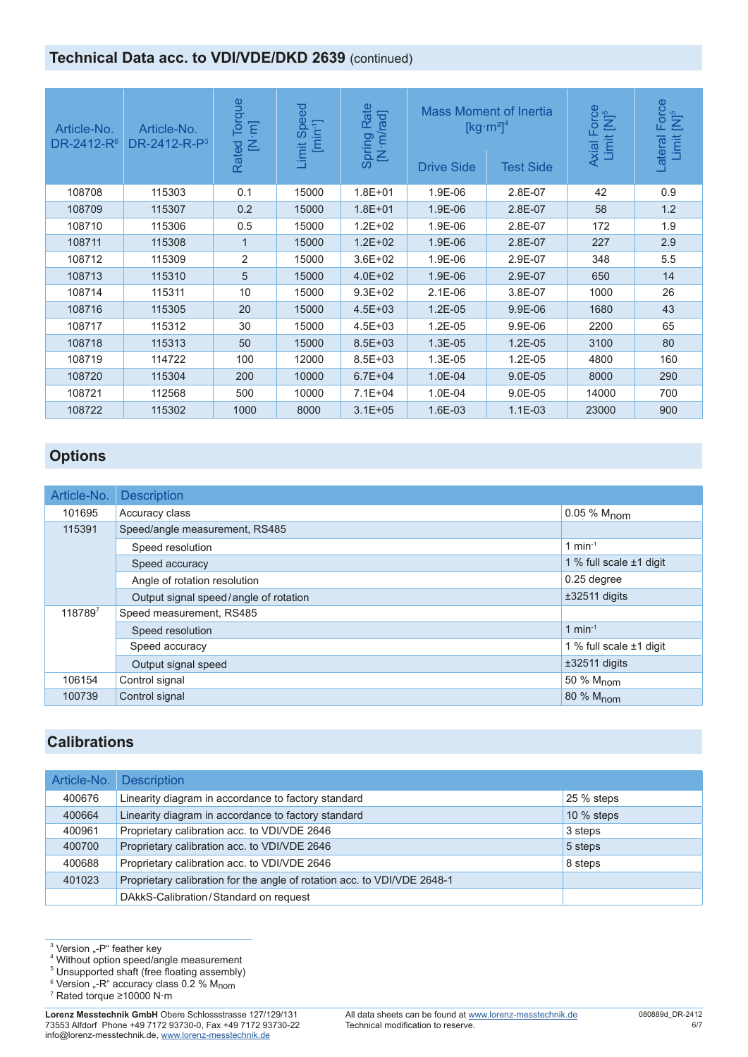## Technical Data acc. to VDI/VDE/DKD 2639 (continued)

| Article-No. DR-2412-R[6] | Article-No. DR-2412-R-P[3] | Rated Torque [N·m] | Limit Speed [min⁻¹] | Spring Rate [N·m/rad] | Mass Moment of Inertia [kg·m²][4] | | Axial Force Limit [N][5] | Lateral Force Limit [N][5] |
|---|---|---|---|---|---|---|---|---|
| | | | | | Drive Side | Test Side | | |
| 108708 | 115303 | 0.1 | 15000 | 1.8E+01 | 1.9E-06 | 2.8E-07 | 42 | 0.9 |
| 108709 | 115307 | 0.2 | 15000 | 1.8E+01 | 1.9E-06 | 2.8E-07 | 58 | 1.2 |
| 108710 | 115306 | 0.5 | 15000 | 1.2E+02 | 1.9E-06 | 2.8E-07 | 172 | 1.9 |
| 108711 | 115308 | 1 | 15000 | 1.2E+02 | 1.9E-06 | 2.8E-07 | 227 | 2.9 |
| 108712 | 115309 | 2 | 15000 | 3.6E+02 | 1.9E-06 | 2.9E-07 | 348 | 5.5 |
| 108713 | 115310 | 5 | 15000 | 4.0E+02 | 1.9E-06 | 2.9E-07 | 650 | 14 |
| 108714 | 115311 | 10 | 15000 | 9.3E+02 | 2.1E-06 | 3.8E-07 | 1000 | 26 |
| 108716 | 115305 | 20 | 15000 | 4.5E+03 | 1.2E-05 | 9.9E-06 | 1680 | 43 |
| 108717 | 115312 | 30 | 15000 | 4.5E+03 | 1.2E-05 | 9.9E-06 | 2200 | 65 |
| 108718 | 115313 | 50 | 15000 | 8.5E+03 | 1.3E-05 | 1.2E-05 | 3100 | 80 |
| 108719 | 114722 | 100 | 12000 | 8.5E+03 | 1.3E-05 | 1.2E-05 | 4800 | 160 |
| 108720 | 115304 | 200 | 10000 | 6.7E+04 | 1.0E-04 | 9.0E-05 | 8000 | 290 |
| 108721 | 112568 | 500 | 10000 | 7.1E+04 | 1.0E-04 | 9.0E-05 | 14000 | 700 |
| 108722 | 115302 | 1000 | 8000 | 3.1E+05 | 1.6E-03 | 1.1E-03 | 23000 | 900 |

## Options

| Article-No. | Description | |
|---|---|---|
| 101695 | Accuracy class | 0.05 % $M_{nom}$ |
| 115391 | Speed/angle measurement, RS485 | |
| | Speed resolution | 1 min⁻¹ |
| | Speed accuracy | 1 % full scale ±1 digit |
| | Angle of rotation resolution | 0.25 degree |
| | Output signal speed / angle of rotation | ±32511 digits |
| 118789[7] | Speed measurement, RS485 | |
| | Speed resolution | 1 min⁻¹ |
| | Speed accuracy | 1 % full scale ±1 digit |
| | Output signal speed | ±32511 digits |
| 106154 | Control signal | 50 % $M_{nom}$ |
| 100739 | Control signal | 80 % $M_{nom}$ |

## Calibrations

| Article-No. | Description | |
|---|---|---|
| 400676 | Linearity diagram in accordance to factory standard | 25 % steps |
| 400664 | Linearity diagram in accordance to factory standard | 10 % steps |
| 400961 | Proprietary calibration acc. to VDI/VDE 2646 | 3 steps |
| 400700 | Proprietary calibration acc. to VDI/VDE 2646 | 5 steps |
| 400688 | Proprietary calibration acc. to VDI/VDE 2646 | 8 steps |
| 401023 | Proprietary calibration for the angle of rotation acc. to VDI/VDE 2648-1 | |
| | DAkkS-Calibration / Standard on request | |

[3] Version „-P" feather key
[4] Without option speed/angle measurement
[5] Unsupported shaft (free floating assembly)
[6] Version „-R" accuracy class 0.2 % $M_{nom}$
[7] Rated torque ≥10000 N·m

**Lorenz Messtechnik GmbH** Obere Schlossstrasse 127/129/131
73553 Alfdorf Phone +49 7172 93730-0, Fax +49 7172 93730-22
info@lorenz-messtechnik.de, www.lorenz-messtechnik.de

All data sheets can be found at www.lorenz-messtechnik.de
Technical modification to reserve.

080889d_DR-2412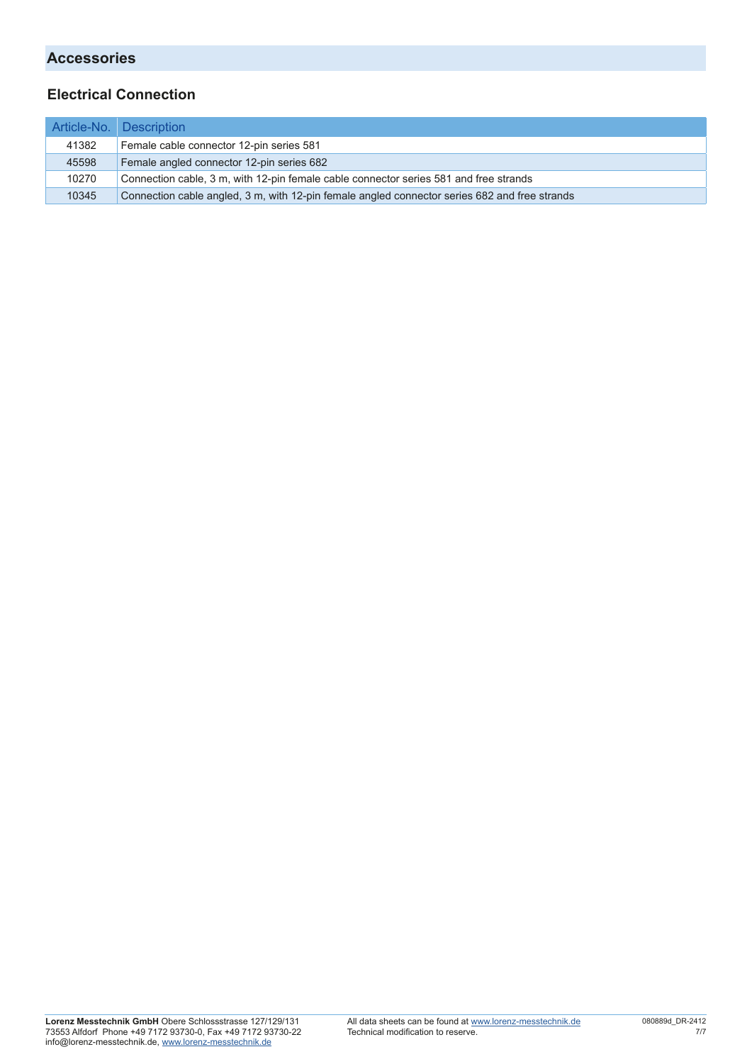## Accessories

### Electrical Connection

| Article-No. | Description |
|---|---|
| 41382 | Female cable connector 12-pin series 581 |
| 45598 | Female angled connector 12-pin series 682 |
| 10270 | Connection cable, 3 m, with 12-pin female cable connector series 581 and free strands |
| 10345 | Connection cable angled, 3 m, with 12-pin female angled connector series 682 and free strands |

**Lorenz Messtechnik GmbH** Obere Schlossstrasse 127/129/131
73553 Alfdorf Phone +49 7172 93730-0, Fax +49 7172 93730-22
info@lorenz-messtechnik.de, www.lorenz-messtechnik.de

All data sheets can be found at www.lorenz-messtechnik.de
Technical modification to reserve.

080889d_DR-2412